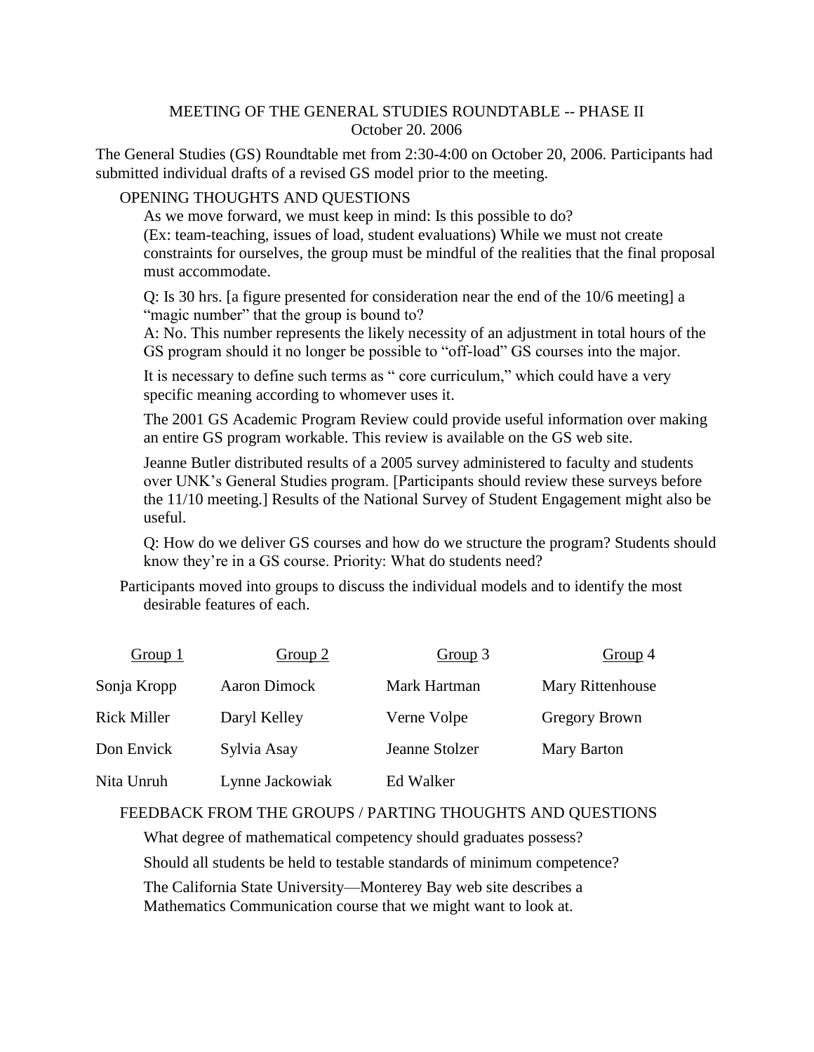# MEETING OF THE GENERAL STUDIES ROUNDTABLE -- PHASE II

October 20. 2006

The General Studies (GS) Roundtable met from 2:30-4:00 on October 20, 2006. Participants had submitted individual drafts of a revised GS model prior to the meeting.

## OPENING THOUGHTS AND QUESTIONS

As we move forward, we must keep in mind: Is this possible to do? (Ex: team-teaching, issues of load, student evaluations) While we must not create constraints for ourselves, the group must be mindful of the realities that the final proposal must accommodate.

Q: Is 30 hrs. [a figure presented for consideration near the end of the 10/6 meeting] a "magic number" that the group is bound to?
A: No. This number represents the likely necessity of an adjustment in total hours of the GS program should it no longer be possible to "off-load" GS courses into the major.

It is necessary to define such terms as " core curriculum," which could have a very specific meaning according to whomever uses it.

The 2001 GS Academic Program Review could provide useful information over making an entire GS program workable. This review is available on the GS web site.

Jeanne Butler distributed results of a 2005 survey administered to faculty and students over UNK's General Studies program. [Participants should review these surveys before the 11/10 meeting.] Results of the National Survey of Student Engagement might also be useful.

Q: How do we deliver GS courses and how do we structure the program? Students should know they're in a GS course. Priority: What do students need?

Participants moved into groups to discuss the individual models and to identify the most desirable features of each.

| Group 1 | Group 2 | Group 3 | Group 4 |
|---|---|---|---|
| Sonja Kropp | Aaron Dimock | Mark Hartman | Mary Rittenhouse |
| Rick Miller | Daryl Kelley | Verne Volpe | Gregory Brown |
| Don Envick | Sylvia Asay | Jeanne Stolzer | Mary Barton |
| Nita Unruh | Lynne Jackowiak | Ed Walker | |

## FEEDBACK FROM THE GROUPS / PARTING THOUGHTS AND QUESTIONS

What degree of mathematical competency should graduates possess?

Should all students be held to testable standards of minimum competence?

The California State University—Monterey Bay web site describes a Mathematics Communication course that we might want to look at.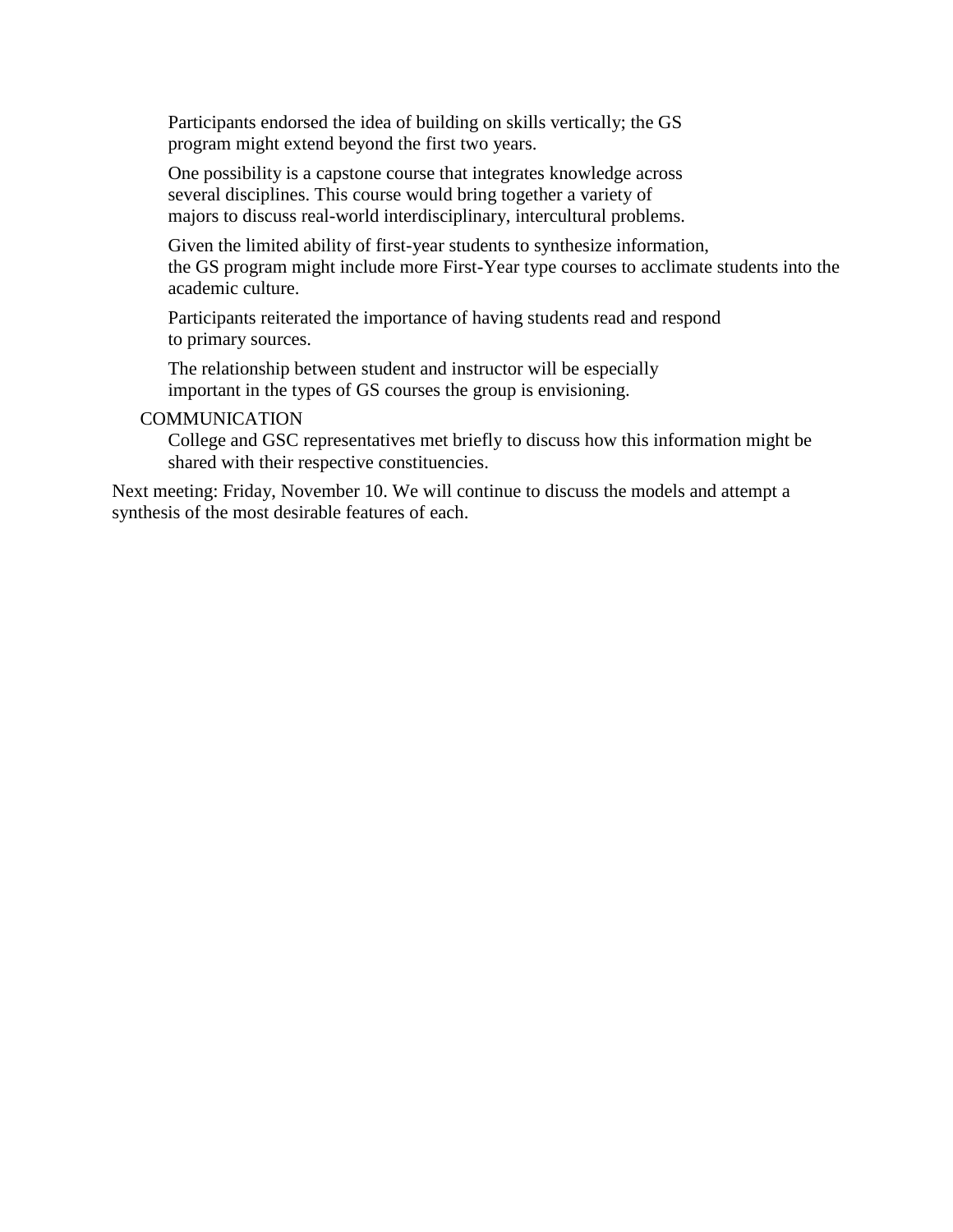Participants endorsed the idea of building on skills vertically; the GS program might extend beyond the first two years.

One possibility is a capstone course that integrates knowledge across several disciplines. This course would bring together a variety of majors to discuss real-world interdisciplinary, intercultural problems.

Given the limited ability of first-year students to synthesize information, the GS program might include more First-Year type courses to acclimate students into the academic culture.

Participants reiterated the importance of having students read and respond to primary sources.

The relationship between student and instructor will be especially important in the types of GS courses the group is envisioning.

COMMUNICATION

College and GSC representatives met briefly to discuss how this information might be shared with their respective constituencies.

Next meeting: Friday, November 10. We will continue to discuss the models and attempt a synthesis of the most desirable features of each.